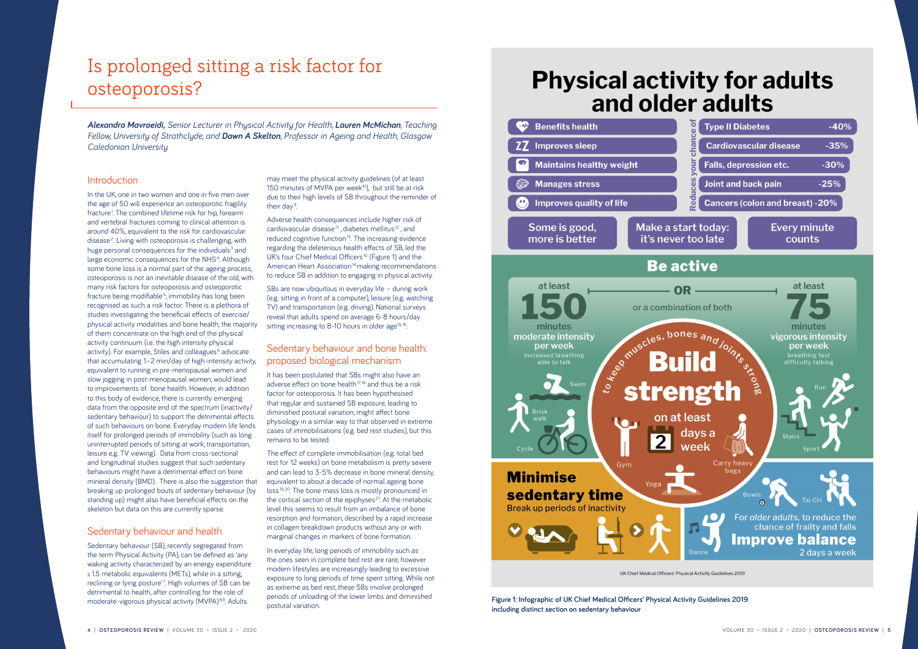# Is prolonged sitting a risk factor for osteoporosis?

***Alexandra Mavroeidi,*** *Senior Lecturer in Physical Activity for Health,* ***Lauren McMichan****, Teaching Fellow, University of Strathclyde, and* ***Dawn A Skelton****, Professor in Ageing and Health, Glasgow Caledonian University*

## Introduction

In the UK, one in two women and one in five men over the age of 50 will experience an osteoporotic fragility fracture[1]. The combined lifetime risk for hip, forearm and vertebral fractures coming to clinical attention is around 40%, equivalent to the risk for cardiovascular disease[2]. Living with osteoporosis is challenging, with huge personal consequences for the individuals[3] and large economic consequences for the NHS[4]. Although some bone loss is a normal part of the ageing process, osteoporosis is not an inevitable disease of the old, with many risk factors for osteoporosis and osteoporotic fracture being modifiable[5]; immobility has long been recognised as such a risk factor. There is a plethora of studies investigating the beneficial effects of exercise/physical activity modalities and bone health; the majority of them concentrate on the high end of the physical activity continuum (i.e. the high intensity physical activity). For example, Stiles and colleagues[6] advocate that accumulating 1–2 min/day of high-intensity activity, equivalent to running in pre-menopausal women and slow jogging in post-menopausal women, would lead to improvements of bone health. However, in addition to this body of evidence, there is currently emerging data from the opposite end of the spectrum (inactivity/sedentary behaviour) to support the detrimental effects of such behaviours on bone. Everyday modern life lends itself for prolonged periods of immobility (such as long uninterrupted periods of sitting at work, transportation, leisure e.g. TV viewing). Data from cross-sectional and longitudinal studies suggest that such sedentary behaviours might have a detrimental effect on bone mineral density (BMD). There is also the suggestion that breaking up prolonged bouts of sedentary behaviour (by standing up) might also have beneficial effects on the skeleton but data on this are currently sparse.

## Sedentary behaviour and health

Sedentary behaviour (SB), recently segregated from the term Physical Activity (PA), can be defined as 'any waking activity characterized by an energy expenditure ≤ 1.5 metabolic equivalents (METs), while in a sitting, reclining or lying posture'[7]. High volumes of SB can be detrimental to health, after controlling for the role of moderate-vigorous physical activity (MVPA)[8,9]. Adults may meet the physical activity guidelines (of at least 150 minutes of MVPA per week[10]), but still be at risk due to their high levels of SB throughout the reminder of their day[9].

Adverse health consequences include higher risk of cardiovascular disease[11], diabetes mellitus[12], and reduced cognitive function[13]. The increasing evidence regarding the deleterious health effects of SB, led the UK's four Chief Medical Officers[10] (Figure 1) and the American Heart Association[14] making recommendations to reduce SB in addition to engaging in physical activity.

SBs are now ubiquitous in everyday life – during work (e.g. sitting in front of a computer), leisure (e.g. watching TV) and transportation (e.g. driving). National surveys reveal that adults spend on average 6-8 hours/day sitting increasing to 8-10 hours in older age[15,16].

## Sedentary behaviour and bone health: proposed biological mechanism

It has been postulated that SBs might also have an adverse effect on bone health[17,18] and thus be a risk factor for osteoporosis. It has been hypothesised that regular and sustained SB exposure, leading to diminished postural variation, might affect bone physiology in a similar way to that observed in extreme cases of immobilisations (e.g. bed rest studies), but this remains to be tested.

The effect of complete immobilisation (e.g. total bed rest for 12 weeks) on bone metabolism is pretty severe and can lead to 3-5% decrease in bone mineral density, equivalent to about a decade of normal ageing bone loss[19,20]. The bone mass loss is mostly pronounced in the cortical section of the epiphyses[21]. At the metabolic level this seems to result from an imbalance of bone resorption and formation, described by a rapid increase in collagen breakdown products without any or with marginal changes in markers of bone formation.

In everyday life, long periods of immobility such as the ones seen in complete bed rest are rare; however modern lifestyles are increasingly leading to excessive exposure to long periods of time spent sitting. While not as extreme as bed rest, these SBs involve prolonged periods of unloading of the lower limbs and diminished postural variation.

# Physical activity for adults and older adults

| Benefits health | Reduces your chance of | |
|---|---|---|
| Improves sleep | Type II Diabetes | -40% |
| Maintains healthy weight | Cardiovascular disease | -35% |
| Manages stress | Falls, depression etc. | -30% |
| Improves quality of life | Joint and back pain | -25% |
| | Cancers (colon and breast) | -20% |

Some is good, more is better — Make a start today: it's never too late — Every minute counts

**Be active**

at least **150** minutes moderate intensity per week (increased breathing, able to talk) — OR, or a combination of both — at least **75** minutes vigorous intensity per week (breathing fast, difficulty talking)

Swim, Brisk walk, Cycle — Run, Stairs, Sport

**Build strength** to keep muscles, bones and joints strong — on at least 2 days a week (Gym, Yoga, Carry heavy bags)

**Minimise sedentary time** — Break up periods of inactivity

For *older adults*, to reduce the chance of frailty and falls **Improve balance** 2 days a week (Bowls, Tai Chi, Dance)

UK Chief Medical Officers' Physical Activity Guidelines 2019

**Figure 1: Infographic of UK Chief Medical Officers' Physical Activity Guidelines 2019 including distinct section on sedentary behaviour**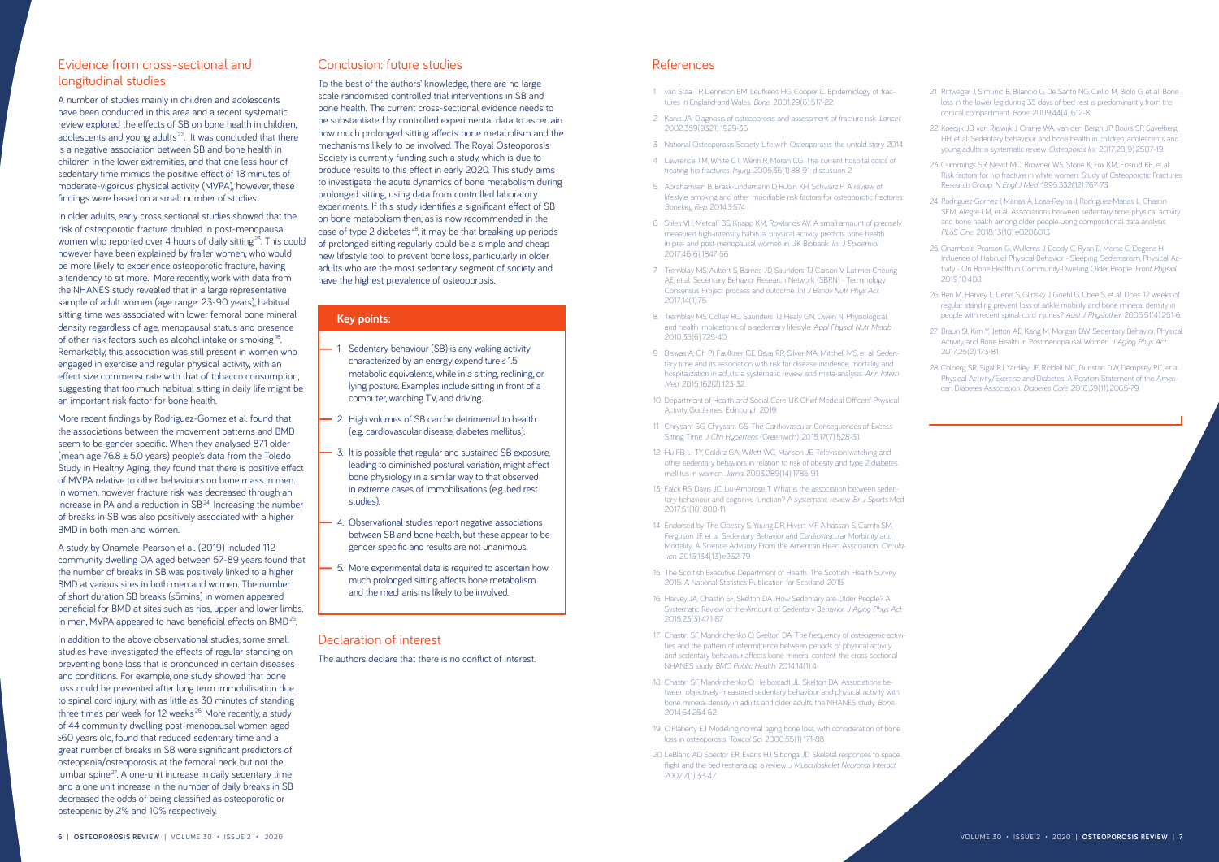## Evidence from cross-sectional and longitudinal studies

A number of studies mainly in children and adolescents have been conducted in this area and a recent systematic review explored the effects of SB on bone health in children, adolescents and young adults[22]. It was concluded that there is a negative association between SB and bone health in children in the lower extremities, and that one less hour of sedentary time mimics the positive effect of 18 minutes of moderate-vigorous physical activity (MVPA), however, these findings were based on a small number of studies.

In older adults, early cross sectional studies showed that the risk of osteoporotic fracture doubled in post-menopausal women who reported over 4 hours of daily sitting[23]. This could however have been explained by frailer women, who would be more likely to experience osteoporotic fracture, having a tendency to sit more. More recently, work with data from the NHANES study revealed that in a large representative sample of adult women (age range: 23-90 years), habitual sitting time was associated with lower femoral bone mineral density regardless of age, menopausal status and presence of other risk factors such as alcohol intake or smoking[18]. Remarkably, this association was still present in women who engaged in exercise and regular physical activity, with an effect size commensurate with that of tobacco consumption, suggesting that too much habitual sitting in daily life might be an important risk factor for bone health.

More recent findings by Rodriguez-Gomez et al. found that the associations between the movement patterns and BMD seem to be gender specific. When they analysed 871 older (mean age 76.8 ± 5.0 years) people's data from the Toledo Study in Healthy Aging, they found that there is positive effect of MVPA relative to other behaviours on bone mass in men. In women, however fracture risk was decreased through an increase in PA and a reduction in SB[24]. Increasing the number of breaks in SB was also positively associated with a higher BMD in both men and women.

A study by Onamele-Pearson et al. (2019) included 112 community dwelling OA aged between 57-89 years found that the number of breaks in SB was positively linked to a higher BMD at various sites in both men and women. The number of short duration SB breaks (≤5mins) in women appeared beneficial for BMD at sites such as ribs, upper and lower limbs. In men, MVPA appeared to have beneficial effects on BMD[25].

In addition to the above observational studies, some small studies have investigated the effects of regular standing on preventing bone loss that is pronounced in certain diseases and conditions. For example, one study showed that bone loss could be prevented after long term immobilisation due to spinal cord injury, with as little as 30 minutes of standing three times per week for 12 weeks[26]. More recently, a study of 44 community dwelling post-menopausal women aged ≥60 years old, found that reduced sedentary time and a great number of breaks in SB were significant predictors of osteopenia/osteoporosis at the femoral neck but not the lumbar spine[27]. A one-unit increase in daily sedentary time and a one unit increase in the number of daily breaks in SB decreased the odds of being classified as osteoporotic or osteopenic by 2% and 10% respectively.

## Conclusion: future studies

To the best of the authors' knowledge, there are no large scale randomised controlled trial interventions in SB and bone health. The current cross-sectional evidence needs to be substantiated by controlled experimental data to ascertain how much prolonged sitting affects bone metabolism and the mechanisms likely to be involved. The Royal Osteoporosis Society is currently funding such a study, which is due to produce results to this effect in early 2020. This study aims to investigate the acute dynamics of bone metabolism during prolonged sitting, using data from controlled laboratory experiments. If this study identifies a significant effect of SB on bone metabolism then, as is now recommended in the case of type 2 diabetes[28], it may be that breaking up periods of prolonged sitting regularly could be a simple and cheap new lifestyle tool to prevent bone loss, particularly in older adults who are the most sedentary segment of society and have the highest prevalence of osteoporosis.

### Key points:

1. Sedentary behaviour (SB) is any waking activity characterized by an energy expenditure ≤ 1.5 metabolic equivalents, while in a sitting, reclining, or lying posture. Examples include sitting in front of a computer, watching TV, and driving.
2. High volumes of SB can be detrimental to health (e.g. cardiovascular disease, diabetes mellitus).
3. It is possible that regular and sustained SB exposure, leading to diminished postural variation, might affect bone physiology in a similar way to that observed in extreme cases of immobilisations (e.g. bed rest studies).
4. Observational studies report negative associations between SB and bone health, but these appear to be gender specific and results are not unanimous.
5. More experimental data is required to ascertain how much prolonged sitting affects bone metabolism and the mechanisms likely to be involved.

## Declaration of interest

The authors declare that there is no conflict of interest.

## References

1. van Staa TP, Dennison EM, Leufkens HG, Cooper C. Epidemiology of fractures in England and Wales. *Bone*. 2001;29(6):517-22.
2. Kanis JA. Diagnosis of osteoporosis and assessment of fracture risk. *Lancet*. 2002;359(9321):1929-36.
3. National Osteoporosis Society. Life with Osteoporosis: the untold story. 2014.
4. Lawrence TM, White CT, Wenn R, Moran CG. The current hospital costs of treating hip fractures. *Injury*. 2005;36(1):88-91; discussion 2.
5. Abrahamsen B, Brask-Lindemann D, Rubin KH, Schwarz P. A review of lifestyle, smoking and other modifiable risk factors for osteoporotic fractures. *Bonekey Rep*. 2014;3:574.
6. Stiles VH, Metcalf BS, Knapp KM, Rowlands AV. A small amount of precisely measured high-intensity habitual physical activity predicts bone health in pre- and post-menopausal women in UK Biobank. *Int J Epidemiol*. 2017;46(6):1847-56.
7. Tremblay MS, Aubert S, Barnes JD, Saunders TJ, Carson V, Latimer-Cheung AE, et al. Sedentary Behavior Research Network (SBRN) - Terminology Consensus Project process and outcome. *Int J Behav Nutr Phys Act*. 2017;14(1):75.
8. Tremblay MS, Colley RC, Saunders TJ, Healy GN, Owen N. Physiological and health implications of a sedentary lifestyle. *Appl Physiol Nutr Metab*. 2010;35(6):725-40.
9. Biswas A, Oh PI, Faulkner GE, Bajaj RR, Silver MA, Mitchell MS, et al. Sedentary time and its association with risk for disease incidence, mortality, and hospitalization in adults: a systematic review and meta-analysis. *Ann Intern Med*. 2015;162(2):123-32.
10. Department of Health and Social Care. UK Chief Medical Officers' Physical Activity Guidelines. Edinburgh 2019.
11. Chrysant SG, Chrysant GS. The Cardiovascular Consequences of Excess Sitting Time. *J Clin Hypertens* (Greenwich). 2015;17(7):528-31.
12. Hu FB, Li TY, Colditz GA, Willett WC, Manson JE. Television watching and other sedentary behaviors in relation to risk of obesity and type 2 diabetes mellitus in women. *Jama*. 2003;289(14):1785-91.
13. Falck RS, Davis JC, Liu-Ambrose T. What is the association between sedentary behaviour and cognitive function? A systematic review. *Br J Sports Med*. 2017;51(10):800-11.
14. Endorsed by The Obesity S, Young DR, Hivert MF, Alhassan S, Camhi SM, Ferguson JF, et al. Sedentary Behavior and Cardiovascular Morbidity and Mortality: A Science Advisory From the American Heart Association. *Circulation*. 2016;134(13):e262-79.
15. The Scottish Executive Department of Health. The Scottish Health Survey 2015. A National Statistics Publication for Scotland. 2015.
16. Harvey JA, Chastin SF, Skelton DA. How Sedentary are Older People? A Systematic Review of the Amount of Sedentary Behavior. *J Aging Phys Act*. 2015;23(3):471-87.
17. Chastin SF, Mandrichenko O, Skelton DA. The frequency of osteogenic activities and the pattern of intermittence between periods of physical activity and sedentary behaviour affects bone mineral content: the cross-sectional NHANES study. *BMC Public Health*. 2014;14(1):4.
18. Chastin SF, Mandrichenko O, Helbostadt JL, Skelton DA. Associations between objectively-measured sedentary behaviour and physical activity with bone mineral density in adults and older adults, the NHANES study. *Bone*. 2014;64:254-62.
19. O'Flaherty EJ. Modeling normal aging bone loss, with consideration of bone loss in osteoporosis. *Toxicol Sci*. 2000;55(1):171-88.
20. LeBlanc AD, Spector ER, Evans HJ, Sibonga JD. Skeletal responses to space flight and the bed rest analog: a review. *J Musculoskelet Neuronal Interact*. 2007;7(1):33-47.
21. Rittweger J, Simunic B, Bilancio G, De Santo NG, Cirillo M, Biolo G, et al. Bone loss in the lower leg during 35 days of bed rest is predominantly from the cortical compartment. *Bone*. 2009;44(4):612-8.
22. Koedijk JB, van Rijswijk J, Oranje WA, van den Bergh JP, Bours SP, Savelberg HH, et al. Sedentary behaviour and bone health in children, adolescents and young adults: a systematic review. *Osteoporos Int*. 2017;28(9):2507-19.
23. Cummings SR, Nevitt MC, Browner WS, Stone K, Fox KM, Ensrud KE, et al. Risk factors for hip fracture in white women. Study of Osteoporotic Fractures Research Group. *N Engl J Med*. 1995;332(12):767-73.
24. Rodriguez-Gomez I, Manas A, Losa-Reyna J, Rodriguez-Manas L, Chastin SFM, Alegre LM, et al. Associations between sedentary time, physical activity and bone health among older people using compositional data analysis. *PLoS One*. 2018;13(10):e0206013.
25. Onambele-Pearson G, Wullems J, Doody C, Ryan D, Morse C, Degens H. Influence of Habitual Physical Behavior - Sleeping, Sedentarism, Physical Activity - On Bone Health in Community-Dwelling Older People. *Front Physiol*. 2019;10:408.
26. Ben M, Harvey L, Denis S, Glinsky J, Goehl G, Chee S, et al. Does 12 weeks of regular standing prevent loss of ankle mobility and bone mineral density in people with recent spinal cord injuries? *Aust J Physiother*. 2005;51(4):251-6.
27. Braun SI, Kim Y, Jetton AE, Kang M, Morgan DW. Sedentary Behavior, Physical Activity, and Bone Health in Postmenopausal Women. *J Aging Phys Act*. 2017;25(2):173-81.
28. Colberg SR, Sigal RJ, Yardley JE, Riddell MC, Dunstan DW, Dempsey PC, et al. Physical Activity/Exercise and Diabetes: A Position Statement of the American Diabetes Association. *Diabetes Care*. 2016;39(11):2065-79.